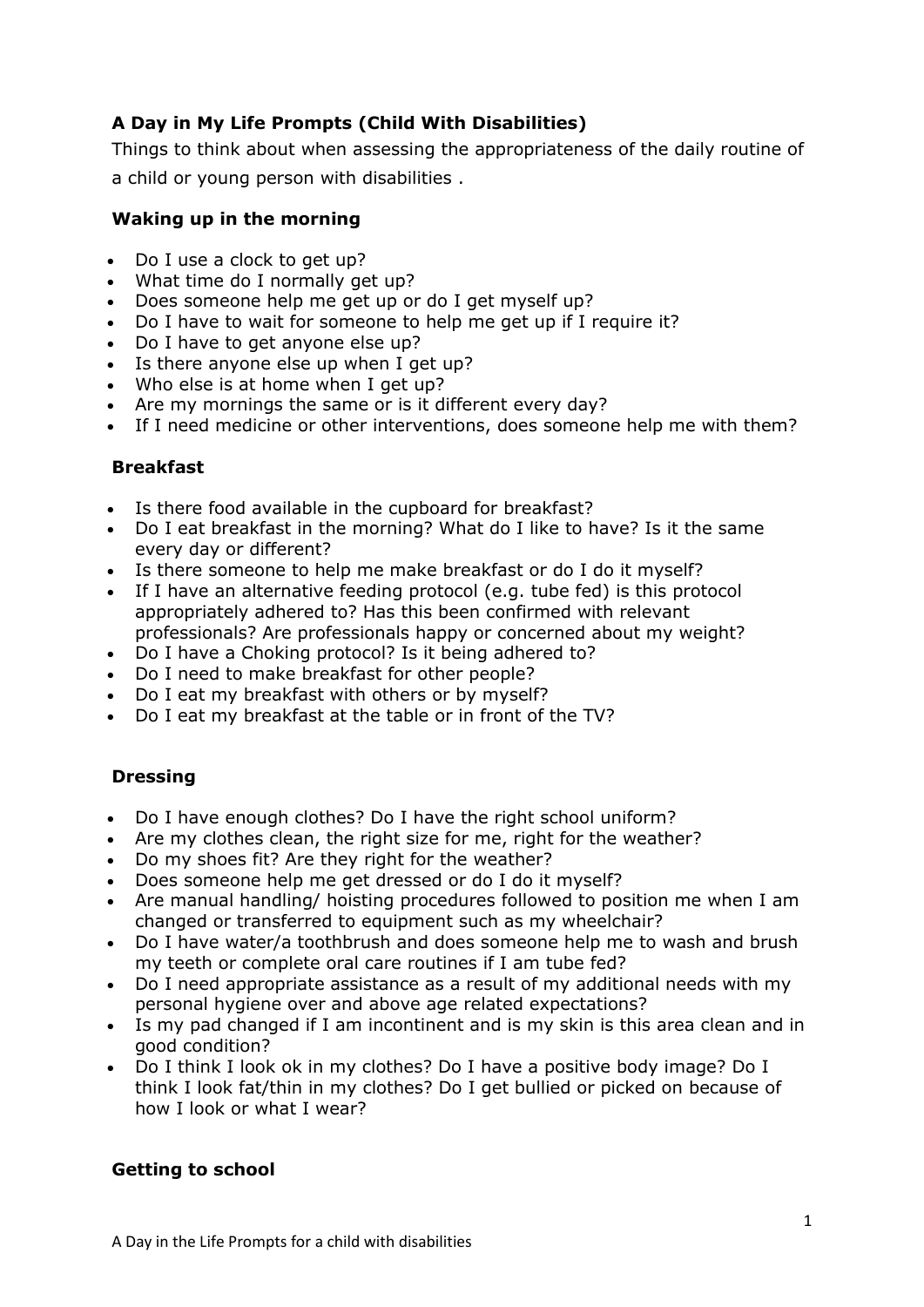## A Day in My Life Prompts (Child With Disabilities)

Things to think about when assessing the appropriateness of the daily routine of a child or young person with disabilities .

### Waking up in the morning

- Do I use a clock to get up?
- What time do I normally get up?
- Does someone help me get up or do I get myself up?
- Do I have to wait for someone to help me get up if I require it?
- Do I have to get anyone else up?
- Is there anyone else up when I get up?
- Who else is at home when I get up?
- Are my mornings the same or is it different every day?
- If I need medicine or other interventions, does someone help me with them?

### Breakfast

- Is there food available in the cupboard for breakfast?
- Do I eat breakfast in the morning? What do I like to have? Is it the same every day or different?
- Is there someone to help me make breakfast or do I do it myself?
- If I have an alternative feeding protocol (e.g. tube fed) is this protocol appropriately adhered to? Has this been confirmed with relevant professionals? Are professionals happy or concerned about my weight?
- Do I have a Choking protocol? Is it being adhered to?
- Do I need to make breakfast for other people?
- Do I eat my breakfast with others or by myself?
- Do I eat my breakfast at the table or in front of the TV?

### Dressing

- Do I have enough clothes? Do I have the right school uniform?
- Are my clothes clean, the right size for me, right for the weather?
- Do my shoes fit? Are they right for the weather?
- Does someone help me get dressed or do I do it myself?
- Are manual handling/ hoisting procedures followed to position me when I am changed or transferred to equipment such as my wheelchair?
- Do I have water/a toothbrush and does someone help me to wash and brush my teeth or complete oral care routines if I am tube fed?
- Do I need appropriate assistance as a result of my additional needs with my personal hygiene over and above age related expectations?
- Is my pad changed if I am incontinent and is my skin is this area clean and in good condition?
- Do I think I look ok in my clothes? Do I have a positive body image? Do I think I look fat/thin in my clothes? Do I get bullied or picked on because of how I look or what I wear?

### Getting to school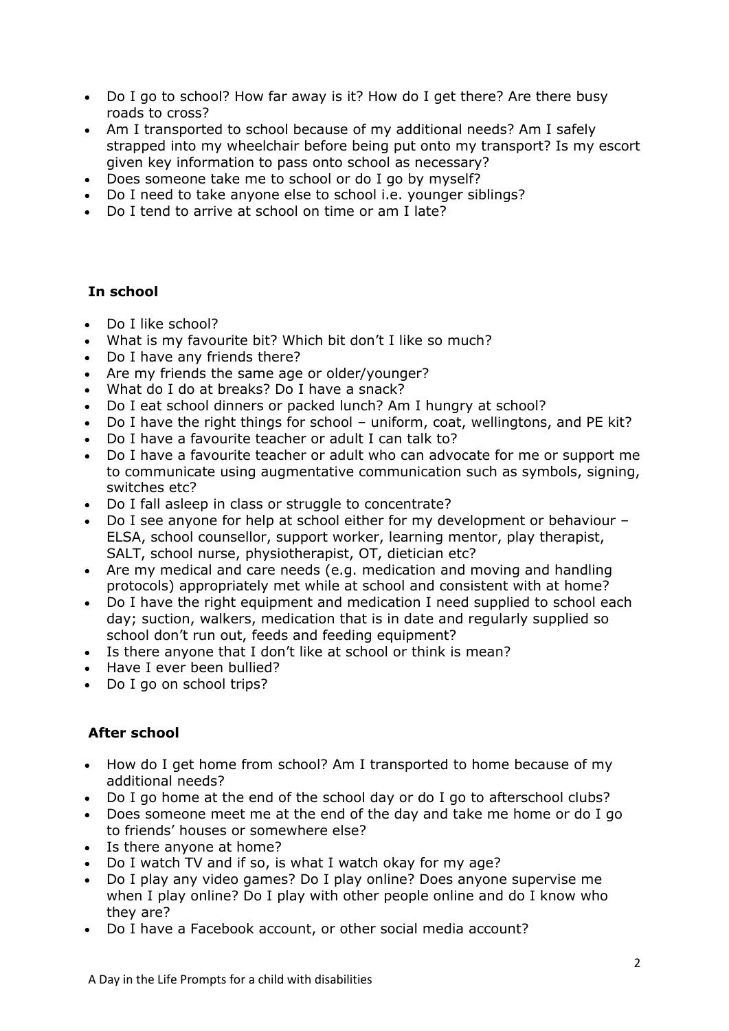- Do I go to school? How far away is it? How do I get there? Are there busy roads to cross?
- Am I transported to school because of my additional needs? Am I safely strapped into my wheelchair before being put onto my transport? Is my escort given key information to pass onto school as necessary?
- Does someone take me to school or do I go by myself?
- Do I need to take anyone else to school i.e. younger siblings?
- Do I tend to arrive at school on time or am I late?

### In school

- Do I like school?
- What is my favourite bit? Which bit don't I like so much?
- Do I have any friends there?
- Are my friends the same age or older/younger?
- What do I do at breaks? Do I have a snack?
- Do I eat school dinners or packed lunch? Am I hungry at school?
- Do I have the right things for school – uniform, coat, wellingtons, and PE kit?
- Do I have a favourite teacher or adult I can talk to?
- Do I have a favourite teacher or adult who can advocate for me or support me to communicate using augmentative communication such as symbols, signing, switches etc?
- Do I fall asleep in class or struggle to concentrate?
- Do I see anyone for help at school either for my development or behaviour – ELSA, school counsellor, support worker, learning mentor, play therapist, SALT, school nurse, physiotherapist, OT, dietician etc?
- Are my medical and care needs (e.g. medication and moving and handling protocols) appropriately met while at school and consistent with at home?
- Do I have the right equipment and medication I need supplied to school each day; suction, walkers, medication that is in date and regularly supplied so school don't run out, feeds and feeding equipment?
- Is there anyone that I don't like at school or think is mean?
- Have I ever been bullied?
- Do I go on school trips?

### After school

- How do I get home from school? Am I transported to home because of my additional needs?
- Do I go home at the end of the school day or do I go to afterschool clubs?
- Does someone meet me at the end of the day and take me home or do I go to friends' houses or somewhere else?
- Is there anyone at home?
- Do I watch TV and if so, is what I watch okay for my age?
- Do I play any video games? Do I play online? Does anyone supervise me when I play online? Do I play with other people online and do I know who they are?
- Do I have a Facebook account, or other social media account?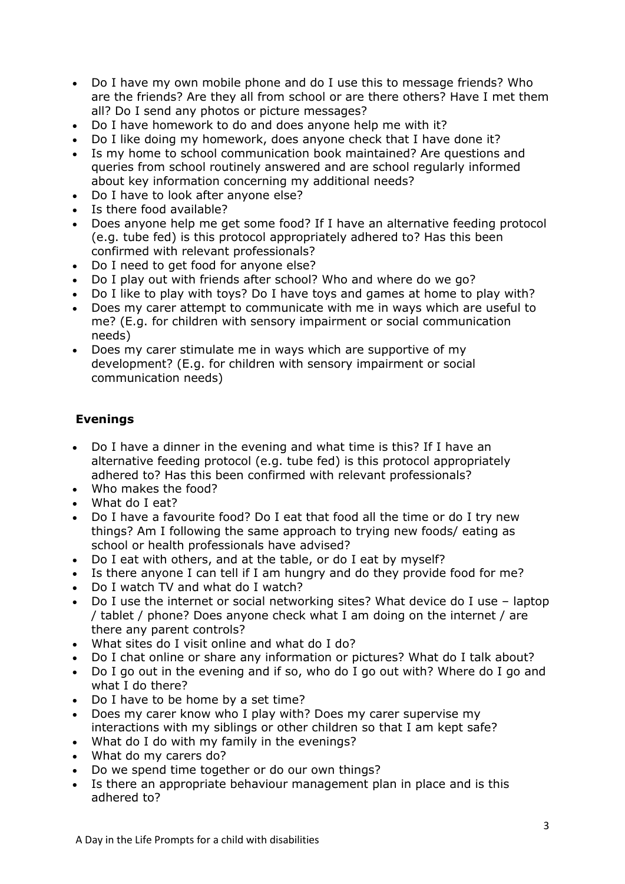- Do I have my own mobile phone and do I use this to message friends? Who are the friends? Are they all from school or are there others? Have I met them all? Do I send any photos or picture messages?
- Do I have homework to do and does anyone help me with it?
- Do I like doing my homework, does anyone check that I have done it?
- Is my home to school communication book maintained? Are questions and queries from school routinely answered and are school regularly informed about key information concerning my additional needs?
- Do I have to look after anyone else?
- Is there food available?
- Does anyone help me get some food? If I have an alternative feeding protocol (e.g. tube fed) is this protocol appropriately adhered to? Has this been confirmed with relevant professionals?
- Do I need to get food for anyone else?
- Do I play out with friends after school? Who and where do we go?
- Do I like to play with toys? Do I have toys and games at home to play with?
- Does my carer attempt to communicate with me in ways which are useful to me? (E.g. for children with sensory impairment or social communication needs)
- Does my carer stimulate me in ways which are supportive of my development? (E.g. for children with sensory impairment or social communication needs)

## Evenings

- Do I have a dinner in the evening and what time is this? If I have an alternative feeding protocol (e.g. tube fed) is this protocol appropriately adhered to? Has this been confirmed with relevant professionals?
- Who makes the food?
- What do I eat?
- Do I have a favourite food? Do I eat that food all the time or do I try new things? Am I following the same approach to trying new foods/ eating as school or health professionals have advised?
- Do I eat with others, and at the table, or do I eat by myself?
- Is there anyone I can tell if I am hungry and do they provide food for me?
- Do I watch TV and what do I watch?
- Do I use the internet or social networking sites? What device do I use – laptop / tablet / phone? Does anyone check what I am doing on the internet / are there any parent controls?
- What sites do I visit online and what do I do?
- Do I chat online or share any information or pictures? What do I talk about?
- Do I go out in the evening and if so, who do I go out with? Where do I go and what I do there?
- Do I have to be home by a set time?
- Does my carer know who I play with? Does my carer supervise my interactions with my siblings or other children so that I am kept safe?
- What do I do with my family in the evenings?
- What do my carers do?
- Do we spend time together or do our own things?
- Is there an appropriate behaviour management plan in place and is this adhered to?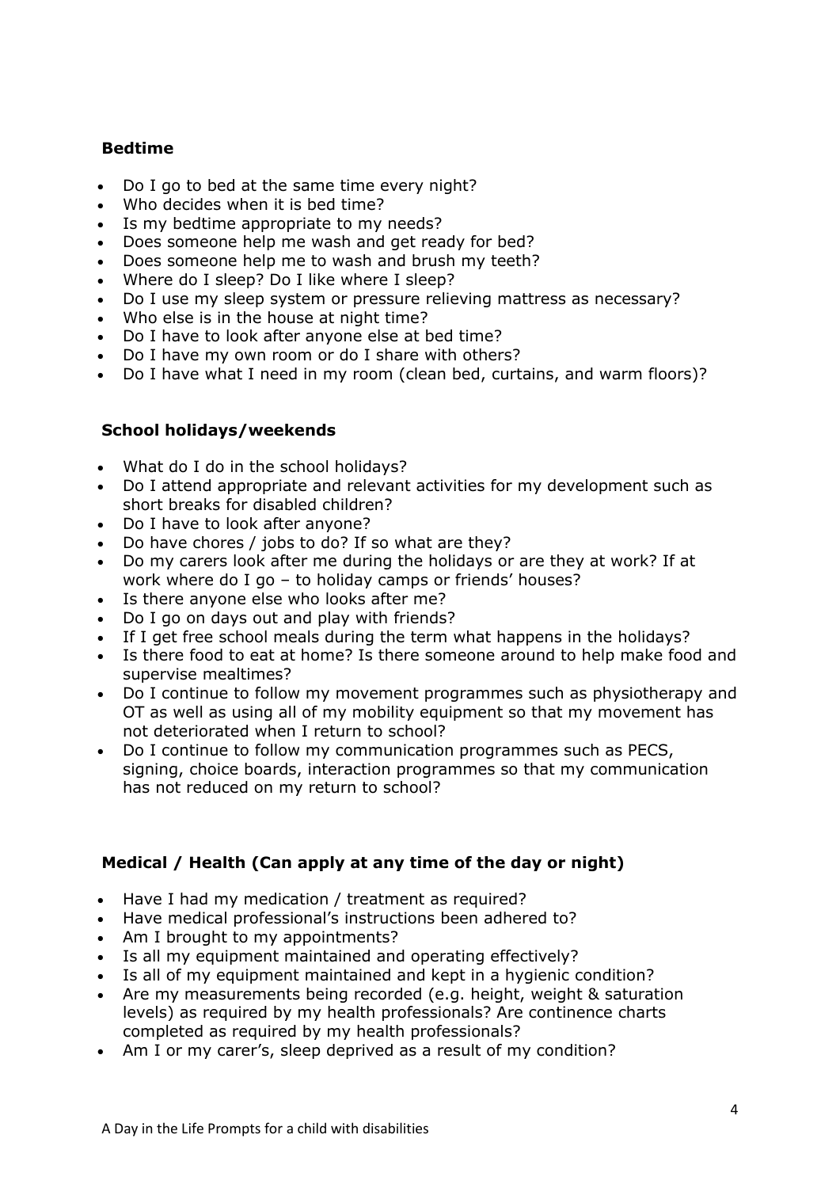## Bedtime

- Do I go to bed at the same time every night?
- Who decides when it is bed time?
- Is my bedtime appropriate to my needs?
- Does someone help me wash and get ready for bed?
- Does someone help me to wash and brush my teeth?
- Where do I sleep? Do I like where I sleep?
- Do I use my sleep system or pressure relieving mattress as necessary?
- Who else is in the house at night time?
- Do I have to look after anyone else at bed time?
- Do I have my own room or do I share with others?
- Do I have what I need in my room (clean bed, curtains, and warm floors)?

## School holidays/weekends

- What do I do in the school holidays?
- Do I attend appropriate and relevant activities for my development such as short breaks for disabled children?
- Do I have to look after anyone?
- Do have chores / jobs to do? If so what are they?
- Do my carers look after me during the holidays or are they at work? If at work where do I go – to holiday camps or friends' houses?
- Is there anyone else who looks after me?
- Do I go on days out and play with friends?
- If I get free school meals during the term what happens in the holidays?
- Is there food to eat at home? Is there someone around to help make food and supervise mealtimes?
- Do I continue to follow my movement programmes such as physiotherapy and OT as well as using all of my mobility equipment so that my movement has not deteriorated when I return to school?
- Do I continue to follow my communication programmes such as PECS, signing, choice boards, interaction programmes so that my communication has not reduced on my return to school?

## Medical / Health (Can apply at any time of the day or night)

- Have I had my medication / treatment as required?
- Have medical professional's instructions been adhered to?
- Am I brought to my appointments?
- Is all my equipment maintained and operating effectively?
- Is all of my equipment maintained and kept in a hygienic condition?
- Are my measurements being recorded (e.g. height, weight & saturation levels) as required by my health professionals? Are continence charts completed as required by my health professionals?
- Am I or my carer's, sleep deprived as a result of my condition?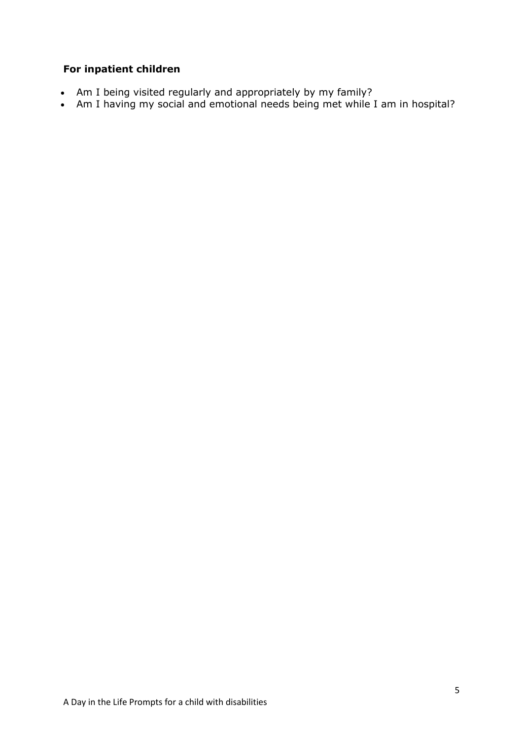### **For inpatient children**

- Am I being visited regularly and appropriately by my family?
- Am I having my social and emotional needs being met while I am in hospital?